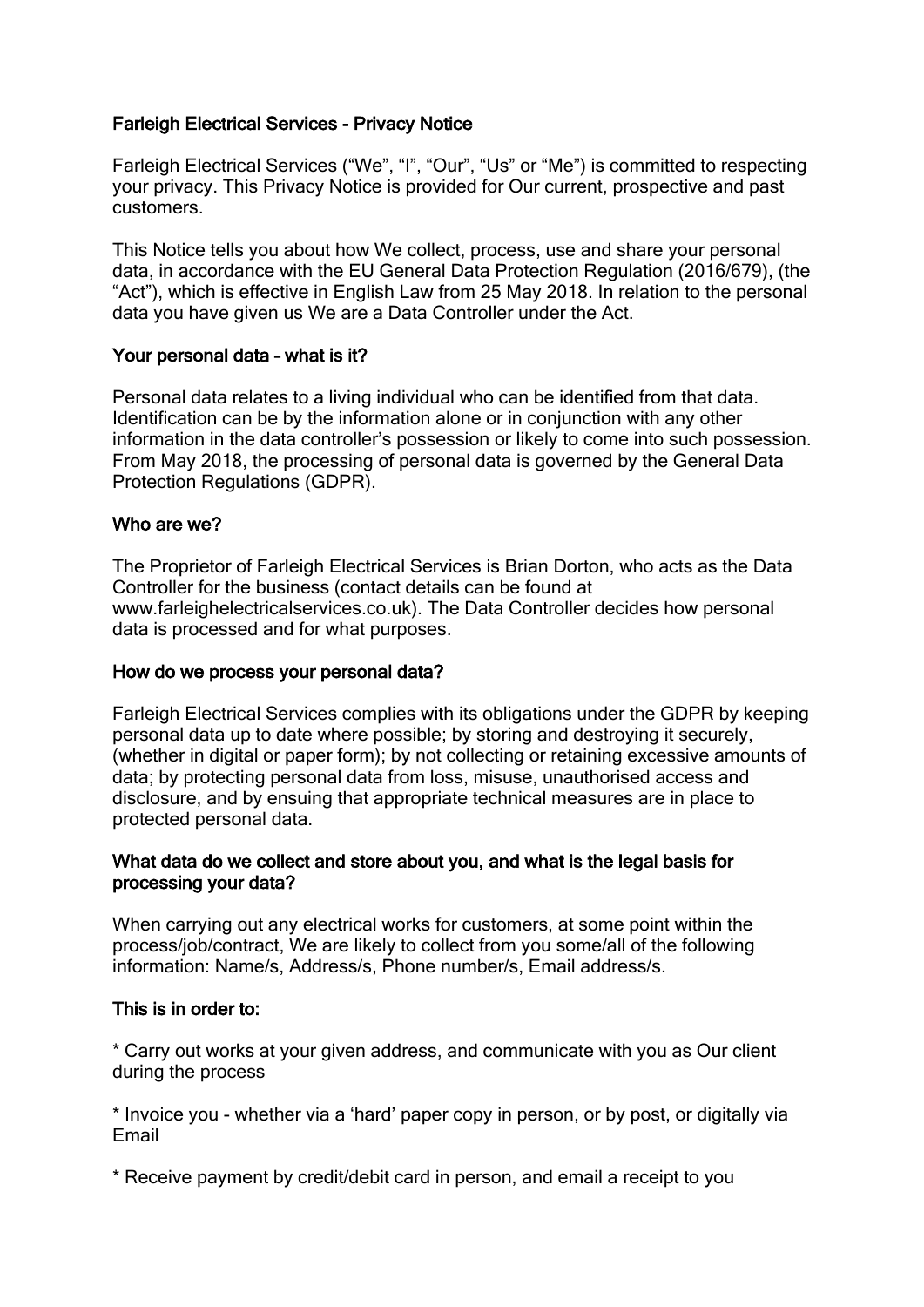# Farleigh Electrical Services - Privacy Notice

Farleigh Electrical Services ("We", "I", "Our", "Us" or "Me") is committed to respecting your privacy. This Privacy Notice is provided for Our current, prospective and past customers.

This Notice tells you about how We collect, process, use and share your personal data, in accordance with the EU General Data Protection Regulation (2016/679), (the "Act"), which is effective in English Law from 25 May 2018. In relation to the personal data you have given us We are a Data Controller under the Act.

## Your personal data – what is it?

Personal data relates to a living individual who can be identified from that data. Identification can be by the information alone or in conjunction with any other information in the data controller's possession or likely to come into such possession. From May 2018, the processing of personal data is governed by the General Data Protection Regulations (GDPR).

## Who are we?

The Proprietor of Farleigh Electrical Services is Brian Dorton, who acts as the Data Controller for the business (contact details can be found at www.farleighelectricalservices.co.uk). The Data Controller decides how personal data is processed and for what purposes.

## How do we process your personal data?

Farleigh Electrical Services complies with its obligations under the GDPR by keeping personal data up to date where possible; by storing and destroying it securely, (whether in digital or paper form); by not collecting or retaining excessive amounts of data; by protecting personal data from loss, misuse, unauthorised access and disclosure, and by ensuing that appropriate technical measures are in place to protected personal data.

## What data do we collect and store about you, and what is the legal basis for processing your data?

When carrying out any electrical works for customers, at some point within the process/job/contract, We are likely to collect from you some/all of the following information: Name/s, Address/s, Phone number/s, Email address/s.

## This is in order to:

* Carry out works at your given address, and communicate with you as Our client during the process

* Invoice you - whether via a 'hard' paper copy in person, or by post, or digitally via Email

* Receive payment by credit/debit card in person, and email a receipt to you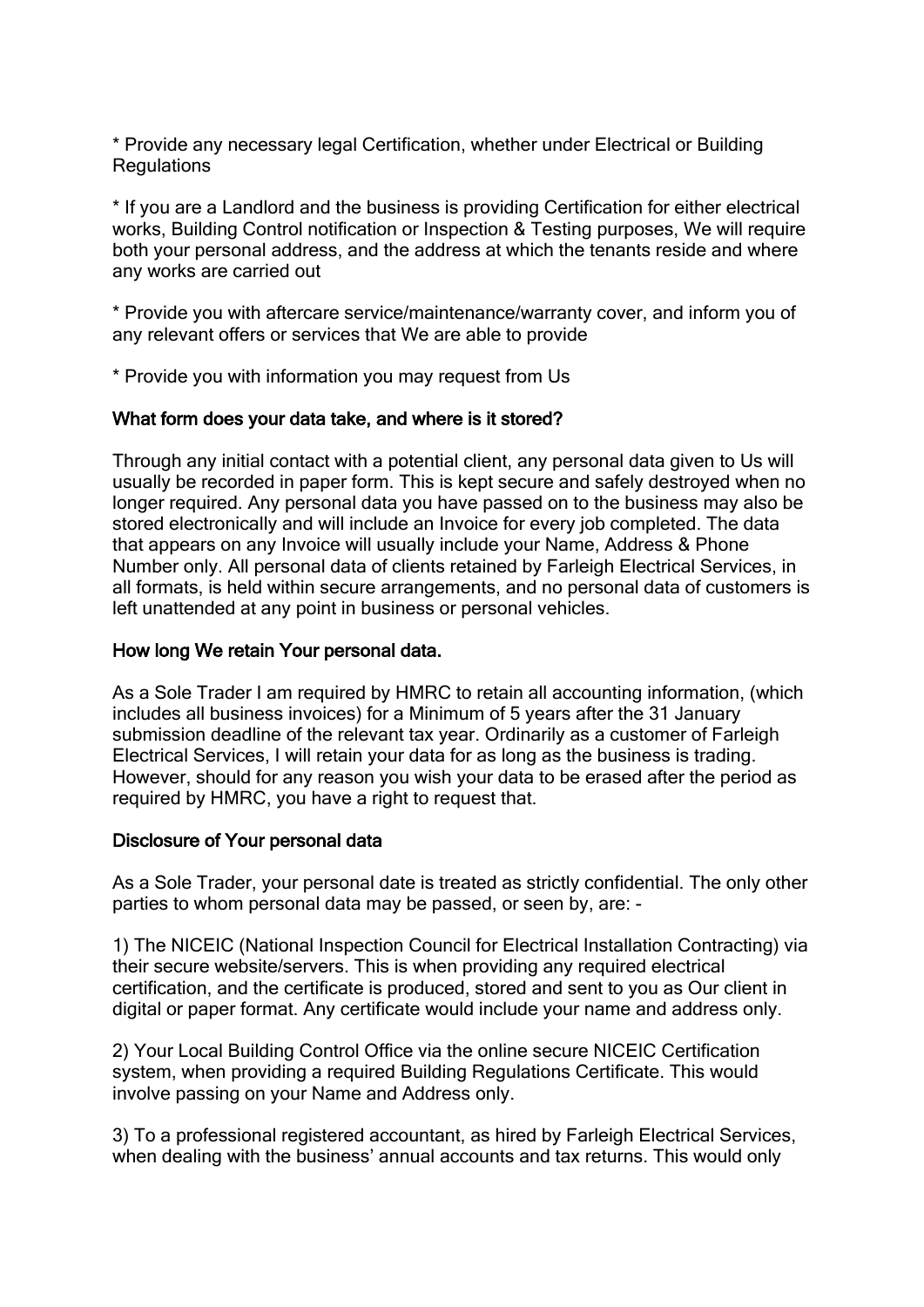* Provide any necessary legal Certification, whether under Electrical or Building Regulations

* If you are a Landlord and the business is providing Certification for either electrical works, Building Control notification or Inspection & Testing purposes, We will require both your personal address, and the address at which the tenants reside and where any works are carried out

* Provide you with aftercare service/maintenance/warranty cover, and inform you of any relevant offers or services that We are able to provide

* Provide you with information you may request from Us

### What form does your data take, and where is it stored?

Through any initial contact with a potential client, any personal data given to Us will usually be recorded in paper form. This is kept secure and safely destroyed when no longer required. Any personal data you have passed on to the business may also be stored electronically and will include an Invoice for every job completed. The data that appears on any Invoice will usually include your Name, Address & Phone Number only. All personal data of clients retained by Farleigh Electrical Services, in all formats, is held within secure arrangements, and no personal data of customers is left unattended at any point in business or personal vehicles.

### How long We retain Your personal data.

As a Sole Trader I am required by HMRC to retain all accounting information, (which includes all business invoices) for a Minimum of 5 years after the 31 January submission deadline of the relevant tax year. Ordinarily as a customer of Farleigh Electrical Services, I will retain your data for as long as the business is trading. However, should for any reason you wish your data to be erased after the period as required by HMRC, you have a right to request that.

### Disclosure of Your personal data

As a Sole Trader, your personal date is treated as strictly confidential. The only other parties to whom personal data may be passed, or seen by, are: -

1) The NICEIC (National Inspection Council for Electrical Installation Contracting) via their secure website/servers. This is when providing any required electrical certification, and the certificate is produced, stored and sent to you as Our client in digital or paper format. Any certificate would include your name and address only.

2) Your Local Building Control Office via the online secure NICEIC Certification system, when providing a required Building Regulations Certificate. This would involve passing on your Name and Address only.

3) To a professional registered accountant, as hired by Farleigh Electrical Services, when dealing with the business' annual accounts and tax returns. This would only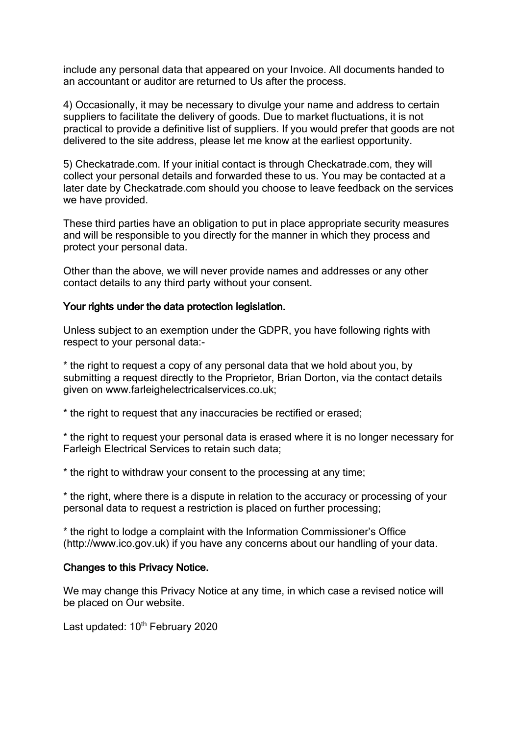include any personal data that appeared on your Invoice. All documents handed to an accountant or auditor are returned to Us after the process.

4) Occasionally, it may be necessary to divulge your name and address to certain suppliers to facilitate the delivery of goods. Due to market fluctuations, it is not practical to provide a definitive list of suppliers. If you would prefer that goods are not delivered to the site address, please let me know at the earliest opportunity.

5) Checkatrade.com. If your initial contact is through Checkatrade.com, they will collect your personal details and forwarded these to us. You may be contacted at a later date by Checkatrade.com should you choose to leave feedback on the services we have provided.

These third parties have an obligation to put in place appropriate security measures and will be responsible to you directly for the manner in which they process and protect your personal data.

Other than the above, we will never provide names and addresses or any other contact details to any third party without your consent.

**Your rights under the data protection legislation.**

Unless subject to an exemption under the GDPR, you have following rights with respect to your personal data:-

* the right to request a copy of any personal data that we hold about you, by submitting a request directly to the Proprietor, Brian Dorton, via the contact details given on www.farleighelectricalservices.co.uk;

* the right to request that any inaccuracies be rectified or erased;

* the right to request your personal data is erased where it is no longer necessary for Farleigh Electrical Services to retain such data;

* the right to withdraw your consent to the processing at any time;

* the right, where there is a dispute in relation to the accuracy or processing of your personal data to request a restriction is placed on further processing;

* the right to lodge a complaint with the Information Commissioner's Office (http://www.ico.gov.uk) if you have any concerns about our handling of your data.

**Changes to this Privacy Notice.**

We may change this Privacy Notice at any time, in which case a revised notice will be placed on Our website.

Last updated: 10th February 2020